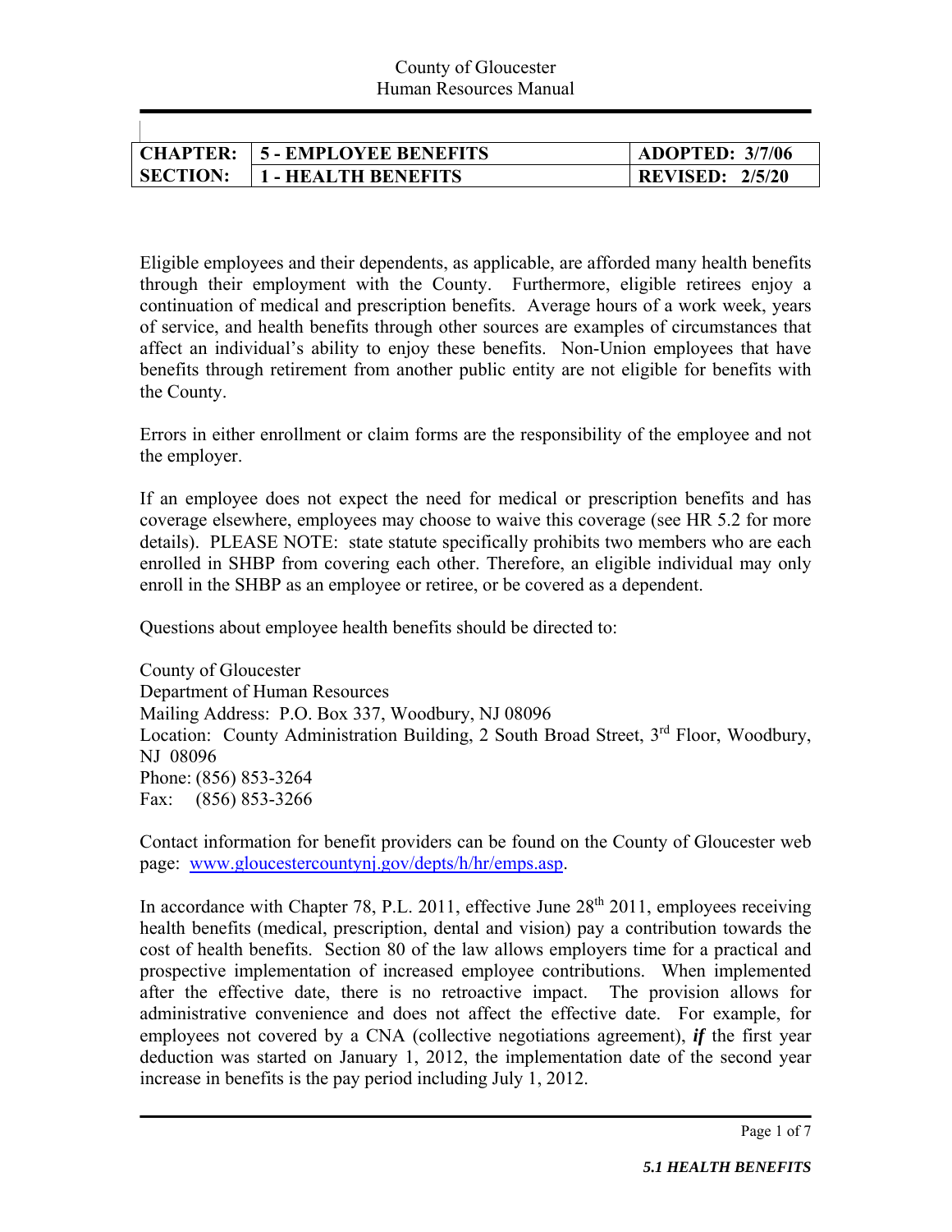County of Gloucester
Human Resources Manual

| CHAPTER: | 5 - EMPLOYEE BENEFITS | ADOPTED: 3/7/06 |
|---|---|---|
| SECTION: | 1 - HEALTH BENEFITS | REVISED: 2/5/20 |

Eligible employees and their dependents, as applicable, are afforded many health benefits through their employment with the County. Furthermore, eligible retirees enjoy a continuation of medical and prescription benefits. Average hours of a work week, years of service, and health benefits through other sources are examples of circumstances that affect an individual's ability to enjoy these benefits. Non-Union employees that have benefits through retirement from another public entity are not eligible for benefits with the County.

Errors in either enrollment or claim forms are the responsibility of the employee and not the employer.

If an employee does not expect the need for medical or prescription benefits and has coverage elsewhere, employees may choose to waive this coverage (see HR 5.2 for more details). PLEASE NOTE: state statute specifically prohibits two members who are each enrolled in SHBP from covering each other. Therefore, an eligible individual may only enroll in the SHBP as an employee or retiree, or be covered as a dependent.

Questions about employee health benefits should be directed to:

County of Gloucester
Department of Human Resources
Mailing Address: P.O. Box 337, Woodbury, NJ 08096
Location: County Administration Building, 2 South Broad Street, 3rd Floor, Woodbury, NJ 08096
Phone: (856) 853-3264
Fax: (856) 853-3266

Contact information for benefit providers can be found on the County of Gloucester web page: [www.gloucestercountynj.gov/depts/h/hr/emps.asp](www.gloucestercountynj.gov/depts/h/hr/emps.asp).

In accordance with Chapter 78, P.L. 2011, effective June 28th 2011, employees receiving health benefits (medical, prescription, dental and vision) pay a contribution towards the cost of health benefits. Section 80 of the law allows employers time for a practical and prospective implementation of increased employee contributions. When implemented after the effective date, there is no retroactive impact. The provision allows for administrative convenience and does not affect the effective date. For example, for employees not covered by a CNA (collective negotiations agreement), ***if*** the first year deduction was started on January 1, 2012, the implementation date of the second year increase in benefits is the pay period including July 1, 2012.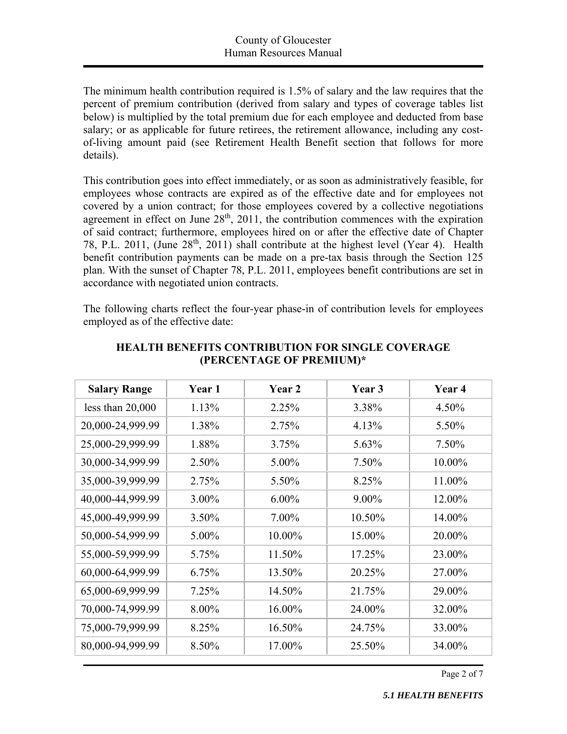The minimum health contribution required is 1.5% of salary and the law requires that the percent of premium contribution (derived from salary and types of coverage tables list below) is multiplied by the total premium due for each employee and deducted from base salary; or as applicable for future retirees, the retirement allowance, including any cost-of-living amount paid (see Retirement Health Benefit section that follows for more details).

This contribution goes into effect immediately, or as soon as administratively feasible, for employees whose contracts are expired as of the effective date and for employees not covered by a union contract; for those employees covered by a collective negotiations agreement in effect on June 28th, 2011, the contribution commences with the expiration of said contract; furthermore, employees hired on or after the effective date of Chapter 78, P.L. 2011, (June 28th, 2011) shall contribute at the highest level (Year 4). Health benefit contribution payments can be made on a pre-tax basis through the Section 125 plan. With the sunset of Chapter 78, P.L. 2011, employees benefit contributions are set in accordance with negotiated union contracts.

The following charts reflect the four-year phase-in of contribution levels for employees employed as of the effective date:

**HEALTH BENEFITS CONTRIBUTION FOR SINGLE COVERAGE (PERCENTAGE OF PREMIUM)***

| Salary Range | Year 1 | Year 2 | Year 3 | Year 4 |
|---|---|---|---|---|
| less than 20,000 | 1.13% | 2.25% | 3.38% | 4.50% |
| 20,000-24,999.99 | 1.38% | 2.75% | 4.13% | 5.50% |
| 25,000-29,999.99 | 1.88% | 3.75% | 5.63% | 7.50% |
| 30,000-34,999.99 | 2.50% | 5.00% | 7.50% | 10.00% |
| 35,000-39,999.99 | 2.75% | 5.50% | 8.25% | 11.00% |
| 40,000-44,999.99 | 3.00% | 6.00% | 9.00% | 12.00% |
| 45,000-49,999.99 | 3.50% | 7.00% | 10.50% | 14.00% |
| 50,000-54,999.99 | 5.00% | 10.00% | 15.00% | 20.00% |
| 55,000-59,999.99 | 5.75% | 11.50% | 17.25% | 23.00% |
| 60,000-64,999.99 | 6.75% | 13.50% | 20.25% | 27.00% |
| 65,000-69,999.99 | 7.25% | 14.50% | 21.75% | 29.00% |
| 70,000-74,999.99 | 8.00% | 16.00% | 24.00% | 32.00% |
| 75,000-79,999.99 | 8.25% | 16.50% | 24.75% | 33.00% |
| 80,000-94,999.99 | 8.50% | 17.00% | 25.50% | 34.00% |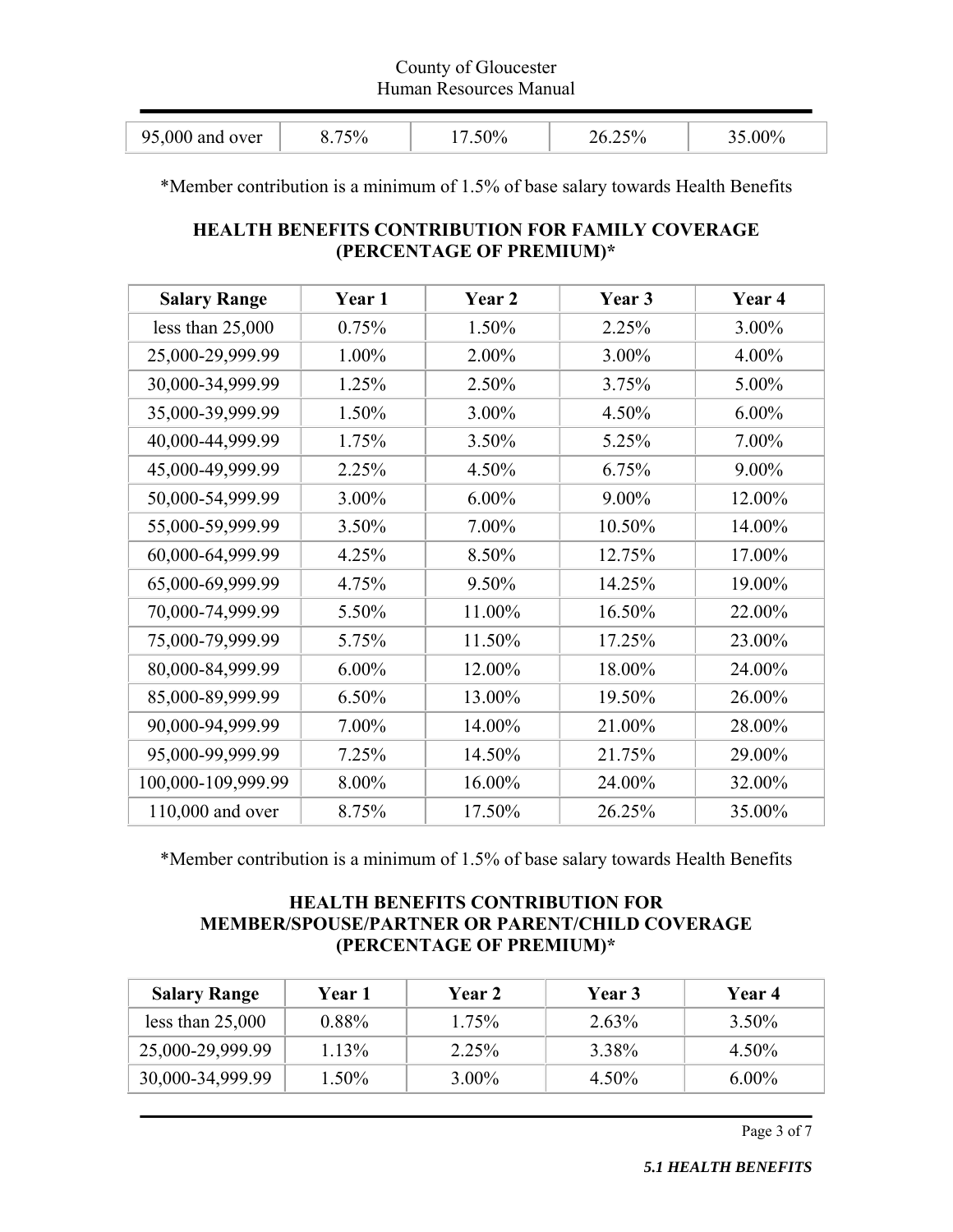| 95,000 and over | 8.75% | 17.50% | 26.25% | 35.00% |
|---|---|---|---|---|

*Member contribution is a minimum of 1.5% of base salary towards Health Benefits

**HEALTH BENEFITS CONTRIBUTION FOR FAMILY COVERAGE (PERCENTAGE OF PREMIUM)***

| Salary Range | Year 1 | Year 2 | Year 3 | Year 4 |
|---|---|---|---|---|
| less than 25,000 | 0.75% | 1.50% | 2.25% | 3.00% |
| 25,000-29,999.99 | 1.00% | 2.00% | 3.00% | 4.00% |
| 30,000-34,999.99 | 1.25% | 2.50% | 3.75% | 5.00% |
| 35,000-39,999.99 | 1.50% | 3.00% | 4.50% | 6.00% |
| 40,000-44,999.99 | 1.75% | 3.50% | 5.25% | 7.00% |
| 45,000-49,999.99 | 2.25% | 4.50% | 6.75% | 9.00% |
| 50,000-54,999.99 | 3.00% | 6.00% | 9.00% | 12.00% |
| 55,000-59,999.99 | 3.50% | 7.00% | 10.50% | 14.00% |
| 60,000-64,999.99 | 4.25% | 8.50% | 12.75% | 17.00% |
| 65,000-69,999.99 | 4.75% | 9.50% | 14.25% | 19.00% |
| 70,000-74,999.99 | 5.50% | 11.00% | 16.50% | 22.00% |
| 75,000-79,999.99 | 5.75% | 11.50% | 17.25% | 23.00% |
| 80,000-84,999.99 | 6.00% | 12.00% | 18.00% | 24.00% |
| 85,000-89,999.99 | 6.50% | 13.00% | 19.50% | 26.00% |
| 90,000-94,999.99 | 7.00% | 14.00% | 21.00% | 28.00% |
| 95,000-99,999.99 | 7.25% | 14.50% | 21.75% | 29.00% |
| 100,000-109,999.99 | 8.00% | 16.00% | 24.00% | 32.00% |
| 110,000 and over | 8.75% | 17.50% | 26.25% | 35.00% |

*Member contribution is a minimum of 1.5% of base salary towards Health Benefits

**HEALTH BENEFITS CONTRIBUTION FOR MEMBER/SPOUSE/PARTNER OR PARENT/CHILD COVERAGE (PERCENTAGE OF PREMIUM)***

| Salary Range | Year 1 | Year 2 | Year 3 | Year 4 |
|---|---|---|---|---|
| less than 25,000 | 0.88% | 1.75% | 2.63% | 3.50% |
| 25,000-29,999.99 | 1.13% | 2.25% | 3.38% | 4.50% |
| 30,000-34,999.99 | 1.50% | 3.00% | 4.50% | 6.00% |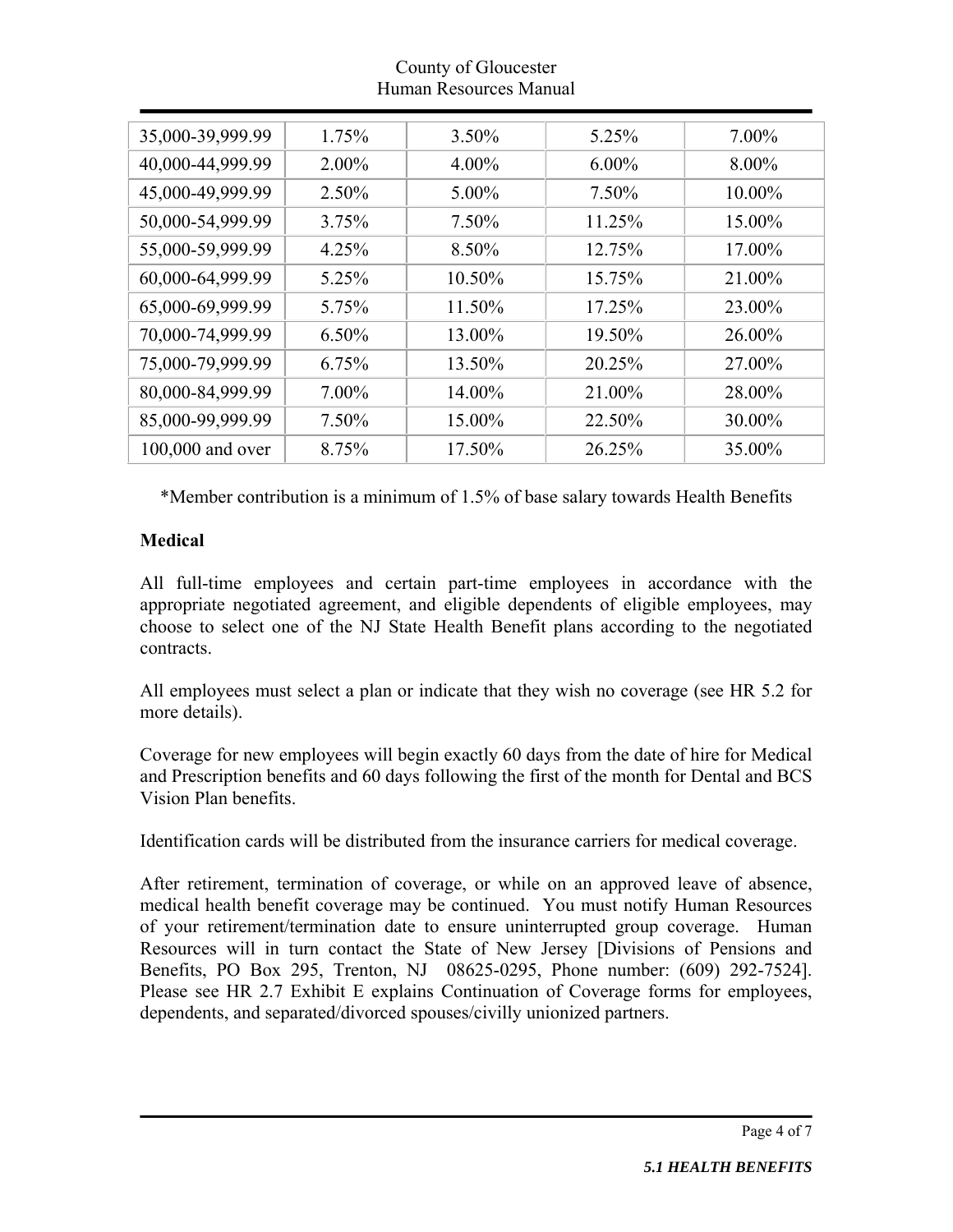| | | | | |
|---|---|---|---|---|
| 35,000-39,999.99 | 1.75% | 3.50% | 5.25% | 7.00% |
| 40,000-44,999.99 | 2.00% | 4.00% | 6.00% | 8.00% |
| 45,000-49,999.99 | 2.50% | 5.00% | 7.50% | 10.00% |
| 50,000-54,999.99 | 3.75% | 7.50% | 11.25% | 15.00% |
| 55,000-59,999.99 | 4.25% | 8.50% | 12.75% | 17.00% |
| 60,000-64,999.99 | 5.25% | 10.50% | 15.75% | 21.00% |
| 65,000-69,999.99 | 5.75% | 11.50% | 17.25% | 23.00% |
| 70,000-74,999.99 | 6.50% | 13.00% | 19.50% | 26.00% |
| 75,000-79,999.99 | 6.75% | 13.50% | 20.25% | 27.00% |
| 80,000-84,999.99 | 7.00% | 14.00% | 21.00% | 28.00% |
| 85,000-99,999.99 | 7.50% | 15.00% | 22.50% | 30.00% |
| 100,000 and over | 8.75% | 17.50% | 26.25% | 35.00% |

*Member contribution is a minimum of 1.5% of base salary towards Health Benefits

**Medical**

All full-time employees and certain part-time employees in accordance with the appropriate negotiated agreement, and eligible dependents of eligible employees, may choose to select one of the NJ State Health Benefit plans according to the negotiated contracts.

All employees must select a plan or indicate that they wish no coverage (see HR 5.2 for more details).

Coverage for new employees will begin exactly 60 days from the date of hire for Medical and Prescription benefits and 60 days following the first of the month for Dental and BCS Vision Plan benefits.

Identification cards will be distributed from the insurance carriers for medical coverage.

After retirement, termination of coverage, or while on an approved leave of absence, medical health benefit coverage may be continued. You must notify Human Resources of your retirement/termination date to ensure uninterrupted group coverage. Human Resources will in turn contact the State of New Jersey [Divisions of Pensions and Benefits, PO Box 295, Trenton, NJ 08625-0295, Phone number: (609) 292-7524]. Please see HR 2.7 Exhibit E explains Continuation of Coverage forms for employees, dependents, and separated/divorced spouses/civilly unionized partners.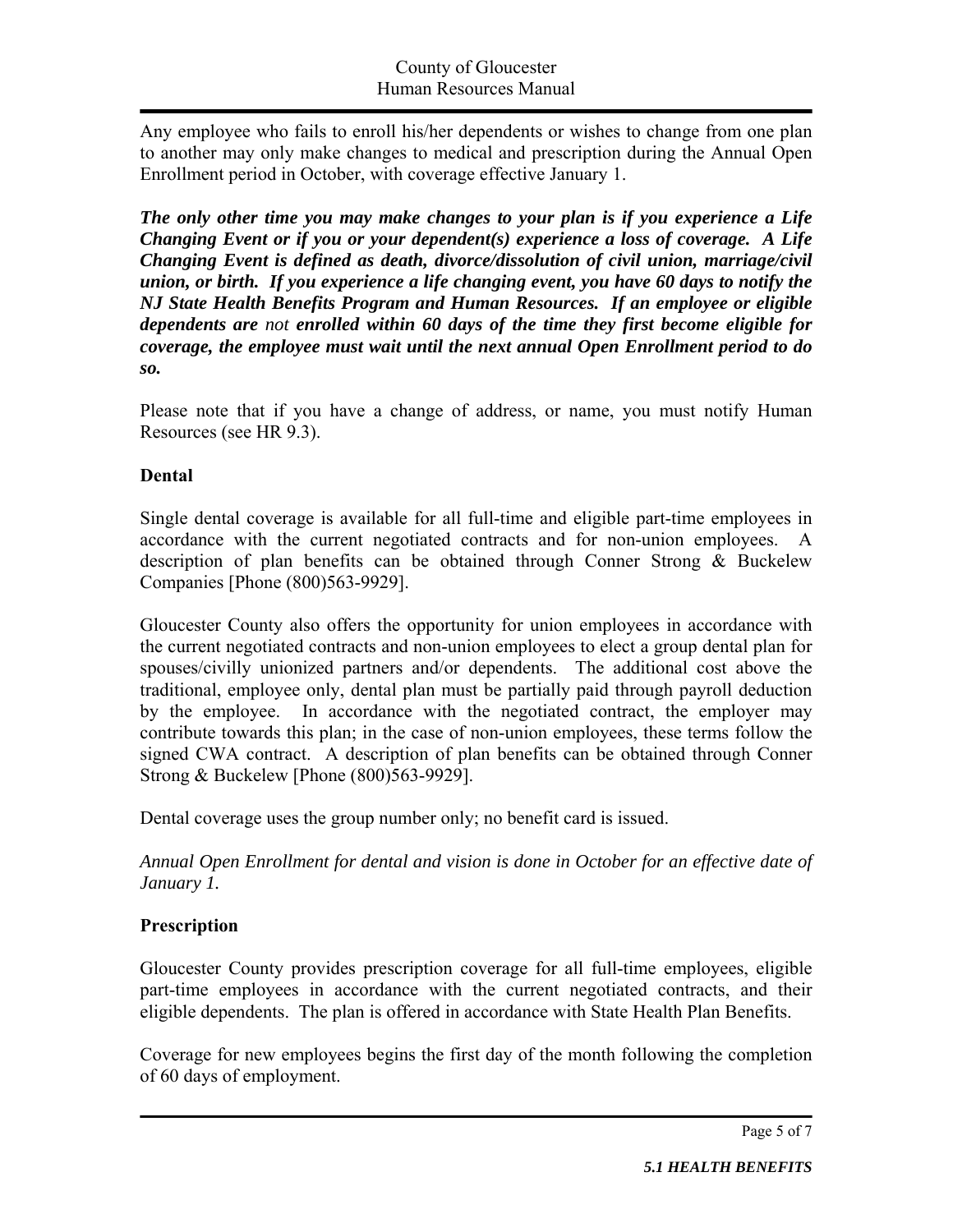Any employee who fails to enroll his/her dependents or wishes to change from one plan to another may only make changes to medical and prescription during the Annual Open Enrollment period in October, with coverage effective January 1.

***The only other time you may make changes to your plan is if you experience a Life Changing Event or if you or your dependent(s) experience a loss of coverage. A Life Changing Event is defined as death, divorce/dissolution of civil union, marriage/civil union, or birth. If you experience a life changing event, you have 60 days to notify the NJ State Health Benefits Program and Human Resources. If an employee or eligible dependents are*** *not* ***enrolled within 60 days of the time they first become eligible for coverage, the employee must wait until the next annual Open Enrollment period to do so.***

Please note that if you have a change of address, or name, you must notify Human Resources (see HR 9.3).

## Dental

Single dental coverage is available for all full-time and eligible part-time employees in accordance with the current negotiated contracts and for non-union employees. A description of plan benefits can be obtained through Conner Strong & Buckelew Companies [Phone (800)563-9929].

Gloucester County also offers the opportunity for union employees in accordance with the current negotiated contracts and non-union employees to elect a group dental plan for spouses/civilly unionized partners and/or dependents. The additional cost above the traditional, employee only, dental plan must be partially paid through payroll deduction by the employee. In accordance with the negotiated contract, the employer may contribute towards this plan; in the case of non-union employees, these terms follow the signed CWA contract. A description of plan benefits can be obtained through Conner Strong & Buckelew [Phone (800)563-9929].

Dental coverage uses the group number only; no benefit card is issued.

*Annual Open Enrollment for dental and vision is done in October for an effective date of January 1.*

## Prescription

Gloucester County provides prescription coverage for all full-time employees, eligible part-time employees in accordance with the current negotiated contracts, and their eligible dependents. The plan is offered in accordance with State Health Plan Benefits.

Coverage for new employees begins the first day of the month following the completion of 60 days of employment.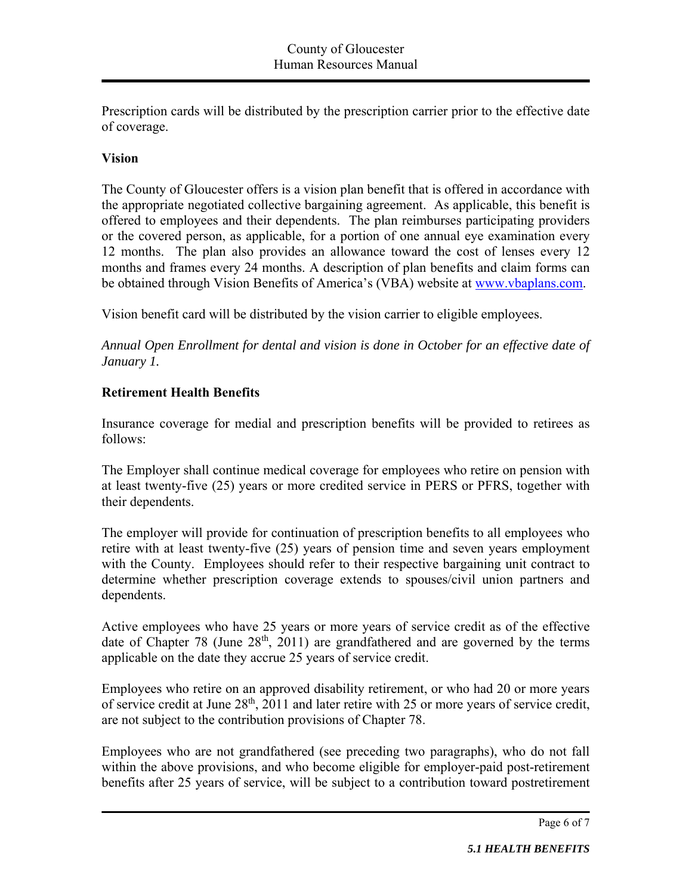Prescription cards will be distributed by the prescription carrier prior to the effective date of coverage.

**Vision**

The County of Gloucester offers is a vision plan benefit that is offered in accordance with the appropriate negotiated collective bargaining agreement. As applicable, this benefit is offered to employees and their dependents. The plan reimburses participating providers or the covered person, as applicable, for a portion of one annual eye examination every 12 months. The plan also provides an allowance toward the cost of lenses every 12 months and frames every 24 months. A description of plan benefits and claim forms can be obtained through Vision Benefits of America's (VBA) website at www.vbaplans.com.

Vision benefit card will be distributed by the vision carrier to eligible employees.

*Annual Open Enrollment for dental and vision is done in October for an effective date of January 1.*

**Retirement Health Benefits**

Insurance coverage for medial and prescription benefits will be provided to retirees as follows:

The Employer shall continue medical coverage for employees who retire on pension with at least twenty-five (25) years or more credited service in PERS or PFRS, together with their dependents.

The employer will provide for continuation of prescription benefits to all employees who retire with at least twenty-five (25) years of pension time and seven years employment with the County. Employees should refer to their respective bargaining unit contract to determine whether prescription coverage extends to spouses/civil union partners and dependents.

Active employees who have 25 years or more years of service credit as of the effective date of Chapter 78 (June 28th, 2011) are grandfathered and are governed by the terms applicable on the date they accrue 25 years of service credit.

Employees who retire on an approved disability retirement, or who had 20 or more years of service credit at June 28th, 2011 and later retire with 25 or more years of service credit, are not subject to the contribution provisions of Chapter 78.

Employees who are not grandfathered (see preceding two paragraphs), who do not fall within the above provisions, and who become eligible for employer-paid post-retirement benefits after 25 years of service, will be subject to a contribution toward postretirement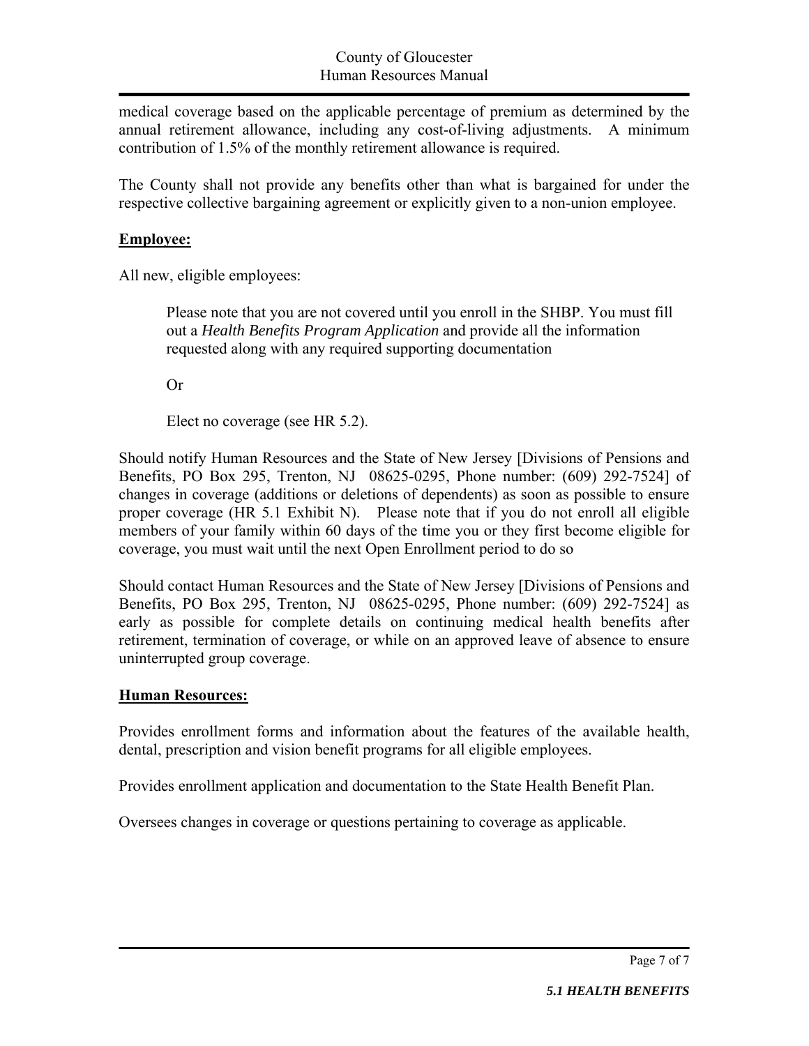medical coverage based on the applicable percentage of premium as determined by the annual retirement allowance, including any cost-of-living adjustments. A minimum contribution of 1.5% of the monthly retirement allowance is required.

The County shall not provide any benefits other than what is bargained for under the respective collective bargaining agreement or explicitly given to a non-union employee.

**Employee:**

All new, eligible employees:

> Please note that you are not covered until you enroll in the SHBP. You must fill out a *Health Benefits Program Application* and provide all the information requested along with any required supporting documentation
>
> Or
>
> Elect no coverage (see HR 5.2).

Should notify Human Resources and the State of New Jersey [Divisions of Pensions and Benefits, PO Box 295, Trenton, NJ 08625-0295, Phone number: (609) 292-7524] of changes in coverage (additions or deletions of dependents) as soon as possible to ensure proper coverage (HR 5.1 Exhibit N). Please note that if you do not enroll all eligible members of your family within 60 days of the time you or they first become eligible for coverage, you must wait until the next Open Enrollment period to do so

Should contact Human Resources and the State of New Jersey [Divisions of Pensions and Benefits, PO Box 295, Trenton, NJ 08625-0295, Phone number: (609) 292-7524] as early as possible for complete details on continuing medical health benefits after retirement, termination of coverage, or while on an approved leave of absence to ensure uninterrupted group coverage.

**Human Resources:**

Provides enrollment forms and information about the features of the available health, dental, prescription and vision benefit programs for all eligible employees.

Provides enrollment application and documentation to the State Health Benefit Plan.

Oversees changes in coverage or questions pertaining to coverage as applicable.